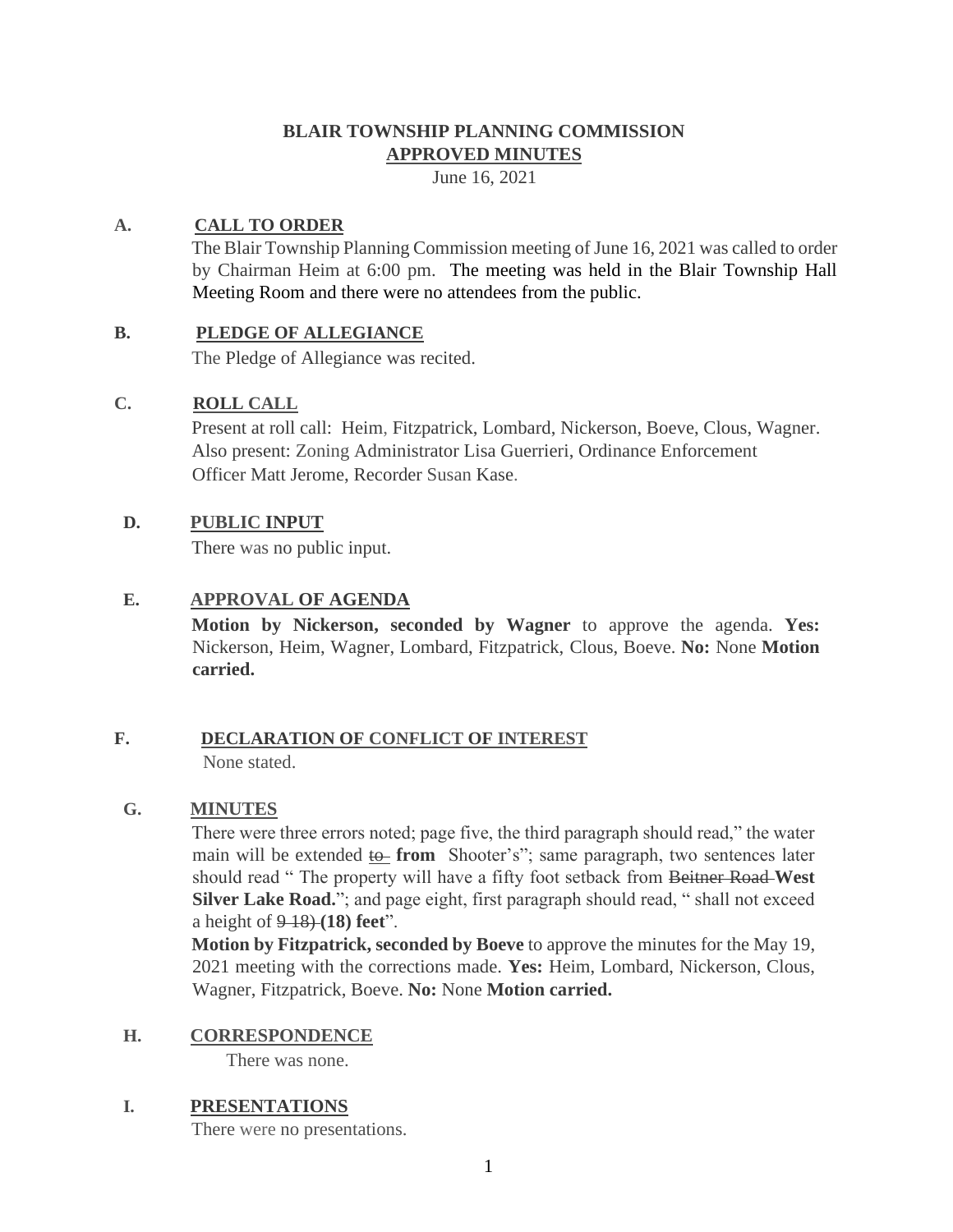# BLAIR TOWNSHIP PLANNING COMMISSION
## APPROVED MINUTES

June 16, 2021

**A. CALL TO ORDER**

The Blair Township Planning Commission meeting of June 16, 2021 was called to order by Chairman Heim at 6:00 pm. The meeting was held in the Blair Township Hall Meeting Room and there were no attendees from the public.

**B. PLEDGE OF ALLEGIANCE**

The Pledge of Allegiance was recited.

**C. ROLL CALL**

Present at roll call: Heim, Fitzpatrick, Lombard, Nickerson, Boeve, Clous, Wagner. Also present: Zoning Administrator Lisa Guerrieri, Ordinance Enforcement Officer Matt Jerome, Recorder Susan Kase.

**D. PUBLIC INPUT**

There was no public input.

**E. APPROVAL OF AGENDA**

**Motion by Nickerson, seconded by Wagner** to approve the agenda. **Yes:** Nickerson, Heim, Wagner, Lombard, Fitzpatrick, Clous, Boeve. **No:** None **Motion carried.**

**F. DECLARATION OF CONFLICT OF INTEREST**

None stated.

**G. MINUTES**

There were three errors noted; page five, the third paragraph should read," the water main will be extended ~~to~~ **from** Shooter's"; same paragraph, two sentences later should read " The property will have a fifty foot setback from ~~Beitner Road~~ **West Silver Lake Road.**"; and page eight, first paragraph should read, " shall not exceed a height of ~~9 18)~~ **(18) feet**".

**Motion by Fitzpatrick, seconded by Boeve** to approve the minutes for the May 19, 2021 meeting with the corrections made. **Yes:** Heim, Lombard, Nickerson, Clous, Wagner, Fitzpatrick, Boeve. **No:** None **Motion carried.**

**H. CORRESPONDENCE**

There was none.

**I. PRESENTATIONS**

There were no presentations.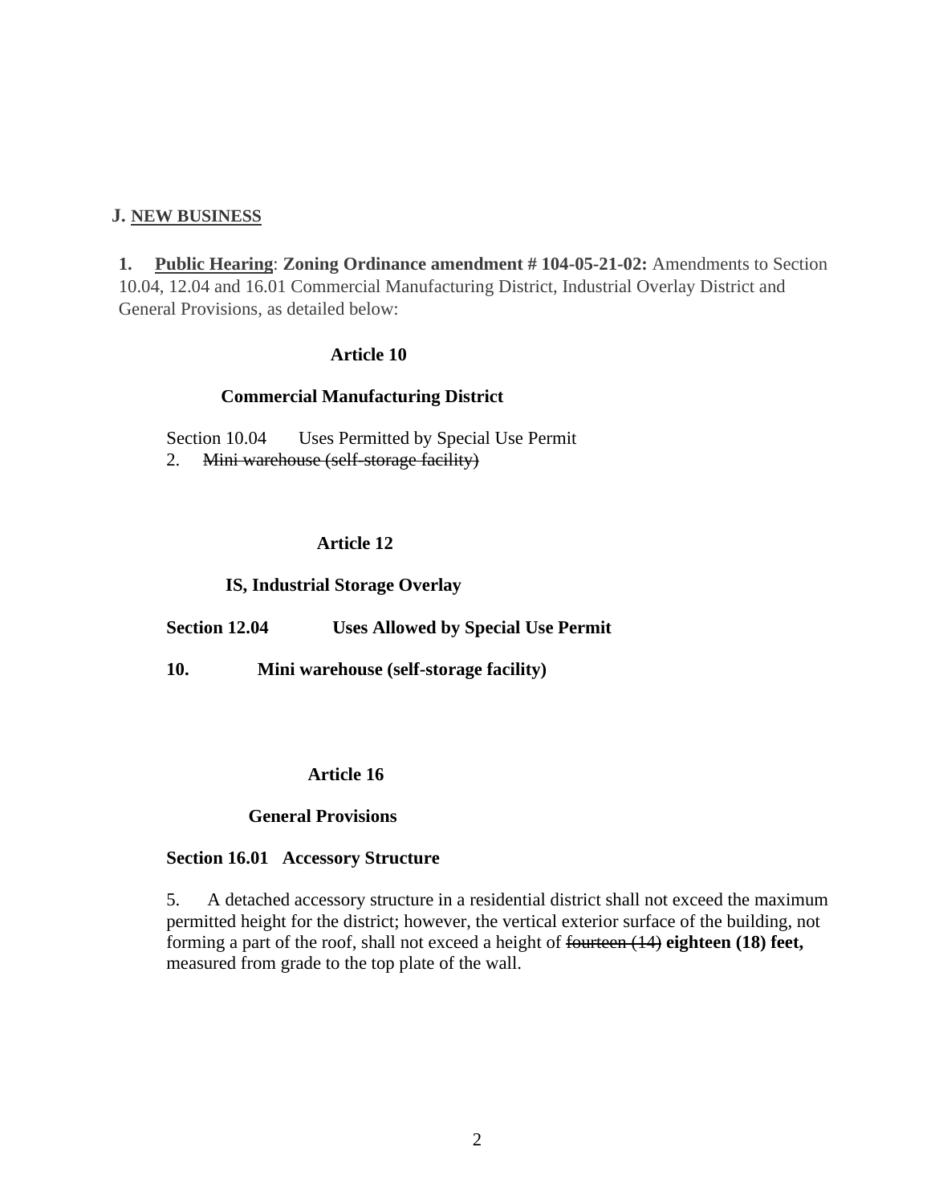## J. NEW BUSINESS

**1. Public Hearing**: **Zoning Ordinance amendment # 104-05-21-02:** Amendments to Section 10.04, 12.04 and 16.01 Commercial Manufacturing District, Industrial Overlay District and General Provisions, as detailed below:

**Article 10**

**Commercial Manufacturing District**

Section 10.04 Uses Permitted by Special Use Permit

2. ~~Mini warehouse (self-storage facility)~~

**Article 12**

**IS, Industrial Storage Overlay**

**Section 12.04 Uses Allowed by Special Use Permit**

**10. Mini warehouse (self-storage facility)**

**Article 16**

**General Provisions**

**Section 16.01 Accessory Structure**

5. A detached accessory structure in a residential district shall not exceed the maximum permitted height for the district; however, the vertical exterior surface of the building, not forming a part of the roof, shall not exceed a height of ~~fourteen (14)~~ **eighteen (18) feet,** measured from grade to the top plate of the wall.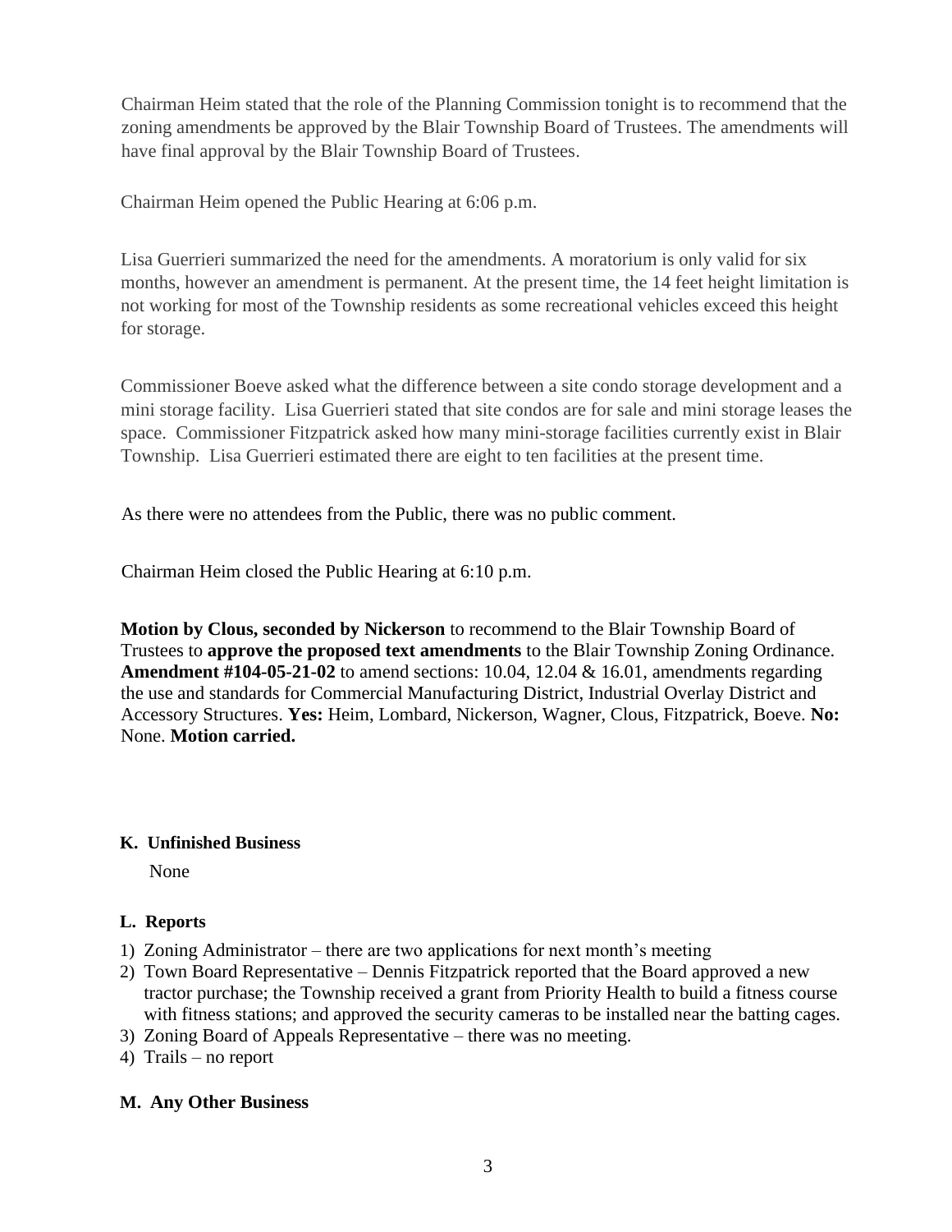Chairman Heim stated that the role of the Planning Commission tonight is to recommend that the zoning amendments be approved by the Blair Township Board of Trustees. The amendments will have final approval by the Blair Township Board of Trustees.

Chairman Heim opened the Public Hearing at 6:06 p.m.

Lisa Guerrieri summarized the need for the amendments. A moratorium is only valid for six months, however an amendment is permanent. At the present time, the 14 feet height limitation is not working for most of the Township residents as some recreational vehicles exceed this height for storage.

Commissioner Boeve asked what the difference between a site condo storage development and a mini storage facility. Lisa Guerrieri stated that site condos are for sale and mini storage leases the space. Commissioner Fitzpatrick asked how many mini-storage facilities currently exist in Blair Township. Lisa Guerrieri estimated there are eight to ten facilities at the present time.

As there were no attendees from the Public, there was no public comment.

Chairman Heim closed the Public Hearing at 6:10 p.m.

**Motion by Clous, seconded by Nickerson** to recommend to the Blair Township Board of Trustees to **approve the proposed text amendments** to the Blair Township Zoning Ordinance. **Amendment #104-05-21-02** to amend sections: 10.04, 12.04 & 16.01, amendments regarding the use and standards for Commercial Manufacturing District, Industrial Overlay District and Accessory Structures. **Yes:** Heim, Lombard, Nickerson, Wagner, Clous, Fitzpatrick, Boeve. **No:** None. **Motion carried.**

**K. Unfinished Business**

None

**L. Reports**

1) Zoning Administrator – there are two applications for next month's meeting
2) Town Board Representative – Dennis Fitzpatrick reported that the Board approved a new tractor purchase; the Township received a grant from Priority Health to build a fitness course with fitness stations; and approved the security cameras to be installed near the batting cages.
3) Zoning Board of Appeals Representative – there was no meeting.
4) Trails – no report

**M. Any Other Business**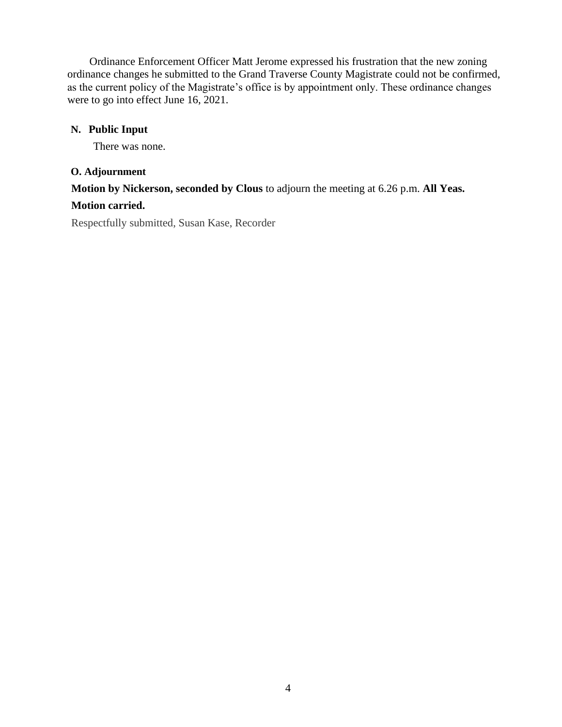Ordinance Enforcement Officer Matt Jerome expressed his frustration that the new zoning ordinance changes he submitted to the Grand Traverse County Magistrate could not be confirmed, as the current policy of the Magistrate's office is by appointment only. These ordinance changes were to go into effect June 16, 2021.

**N. Public Input**

There was none.

**O. Adjournment**

**Motion by Nickerson, seconded by Clous** to adjourn the meeting at 6.26 p.m. **All Yeas. Motion carried.**

Respectfully submitted, Susan Kase, Recorder